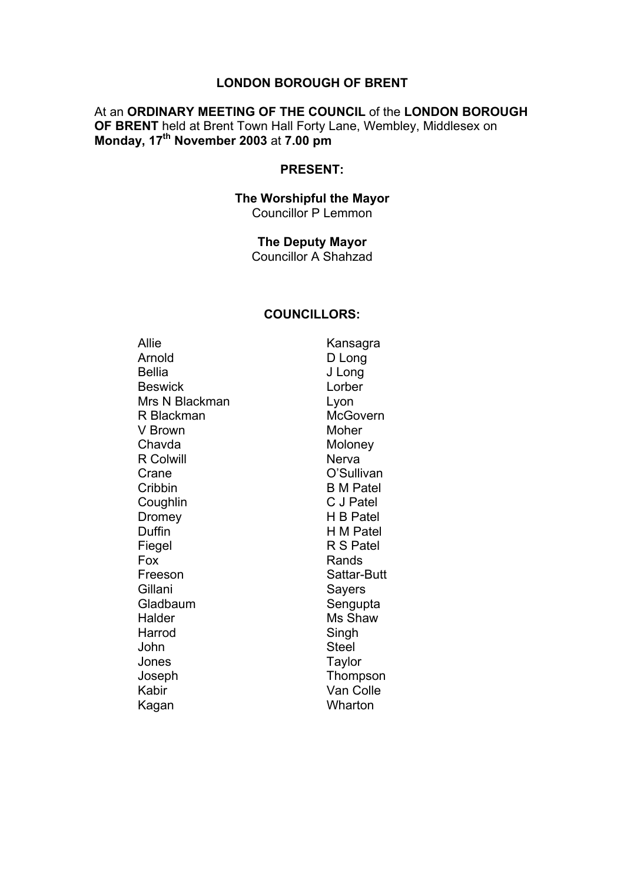# LONDON BOROUGH OF BRENT

At an **ORDINARY MEETING OF THE COUNCIL** of the **LONDON BOROUGH OF BRENT** held at Brent Town Hall Forty Lane, Wembley, Middlesex on **Monday, 17th November 2003** at **7.00 pm**

**PRESENT:**

**The Worshipful the Mayor**
Councillor P Lemmon

**The Deputy Mayor**
Councillor A Shahzad

**COUNCILLORS:**

Allie
Arnold
Bellia
Beswick
Mrs N Blackman
R Blackman
V Brown
Chavda
R Colwill
Crane
Cribbin
Coughlin
Dromey
Duffin
Fiegel
Fox
Freeson
Gillani
Gladbaum
Halder
Harrod
John
Jones
Joseph
Kabir
Kagan
Kansagra
D Long
J Long
Lorber
Lyon
McGovern
Moher
Moloney
Nerva
O'Sullivan
B M Patel
C J Patel
H B Patel
H M Patel
R S Patel
Rands
Sattar-Butt
Sayers
Sengupta
Ms Shaw
Singh
Steel
Taylor
Thompson
Van Colle
Wharton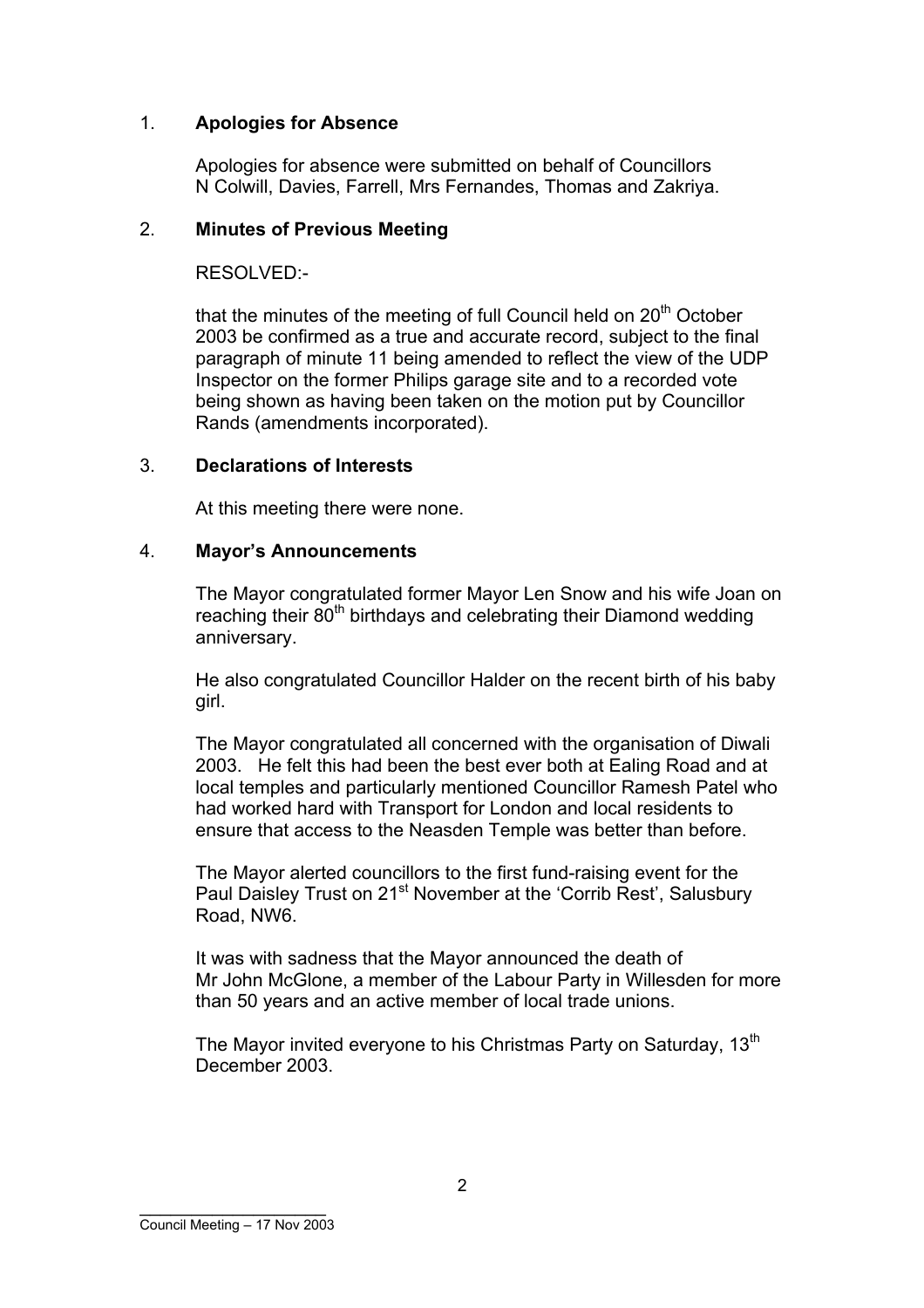## 1. Apologies for Absence

Apologies for absence were submitted on behalf of Councillors N Colwill, Davies, Farrell, Mrs Fernandes, Thomas and Zakriya.

## 2. Minutes of Previous Meeting

RESOLVED:-

that the minutes of the meeting of full Council held on 20th October 2003 be confirmed as a true and accurate record, subject to the final paragraph of minute 11 being amended to reflect the view of the UDP Inspector on the former Philips garage site and to a recorded vote being shown as having been taken on the motion put by Councillor Rands (amendments incorporated).

## 3. Declarations of Interests

At this meeting there were none.

## 4. Mayor's Announcements

The Mayor congratulated former Mayor Len Snow and his wife Joan on reaching their 80th birthdays and celebrating their Diamond wedding anniversary.

He also congratulated Councillor Halder on the recent birth of his baby girl.

The Mayor congratulated all concerned with the organisation of Diwali 2003. He felt this had been the best ever both at Ealing Road and at local temples and particularly mentioned Councillor Ramesh Patel who had worked hard with Transport for London and local residents to ensure that access to the Neasden Temple was better than before.

The Mayor alerted councillors to the first fund-raising event for the Paul Daisley Trust on 21st November at the 'Corrib Rest', Salusbury Road, NW6.

It was with sadness that the Mayor announced the death of Mr John McGlone, a member of the Labour Party in Willesden for more than 50 years and an active member of local trade unions.

The Mayor invited everyone to his Christmas Party on Saturday, 13th December 2003.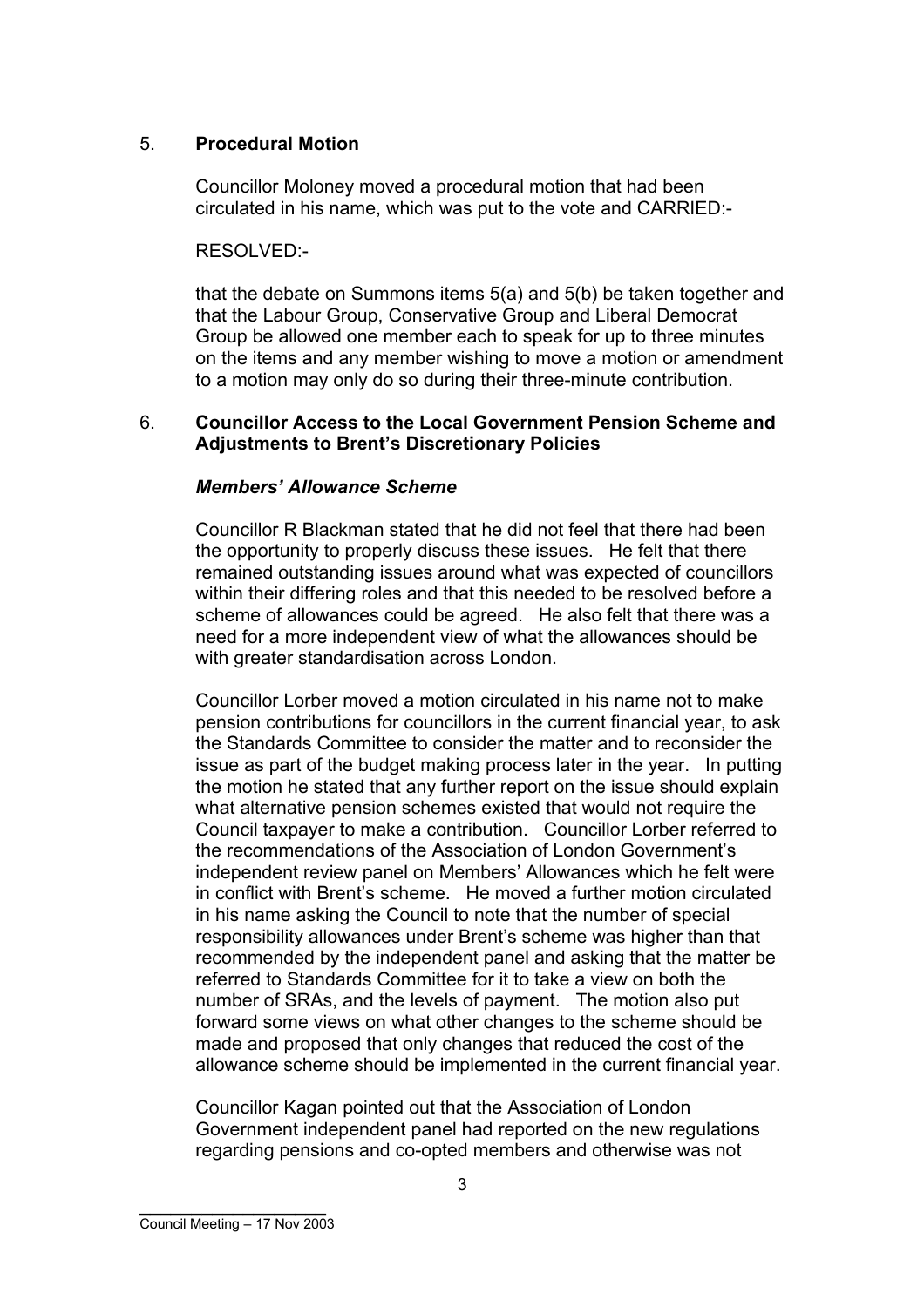## 5. **Procedural Motion**

Councillor Moloney moved a procedural motion that had been circulated in his name, which was put to the vote and CARRIED:-

RESOLVED:-

that the debate on Summons items 5(a) and 5(b) be taken together and that the Labour Group, Conservative Group and Liberal Democrat Group be allowed one member each to speak for up to three minutes on the items and any member wishing to move a motion or amendment to a motion may only do so during their three-minute contribution.

## 6. **Councillor Access to the Local Government Pension Scheme and Adjustments to Brent's Discretionary Policies**

### *Members' Allowance Scheme*

Councillor R Blackman stated that he did not feel that there had been the opportunity to properly discuss these issues. He felt that there remained outstanding issues around what was expected of councillors within their differing roles and that this needed to be resolved before a scheme of allowances could be agreed. He also felt that there was a need for a more independent view of what the allowances should be with greater standardisation across London.

Councillor Lorber moved a motion circulated in his name not to make pension contributions for councillors in the current financial year, to ask the Standards Committee to consider the matter and to reconsider the issue as part of the budget making process later in the year. In putting the motion he stated that any further report on the issue should explain what alternative pension schemes existed that would not require the Council taxpayer to make a contribution. Councillor Lorber referred to the recommendations of the Association of London Government's independent review panel on Members' Allowances which he felt were in conflict with Brent's scheme. He moved a further motion circulated in his name asking the Council to note that the number of special responsibility allowances under Brent's scheme was higher than that recommended by the independent panel and asking that the matter be referred to Standards Committee for it to take a view on both the number of SRAs, and the levels of payment. The motion also put forward some views on what other changes to the scheme should be made and proposed that only changes that reduced the cost of the allowance scheme should be implemented in the current financial year.

Councillor Kagan pointed out that the Association of London Government independent panel had reported on the new regulations regarding pensions and co-opted members and otherwise was not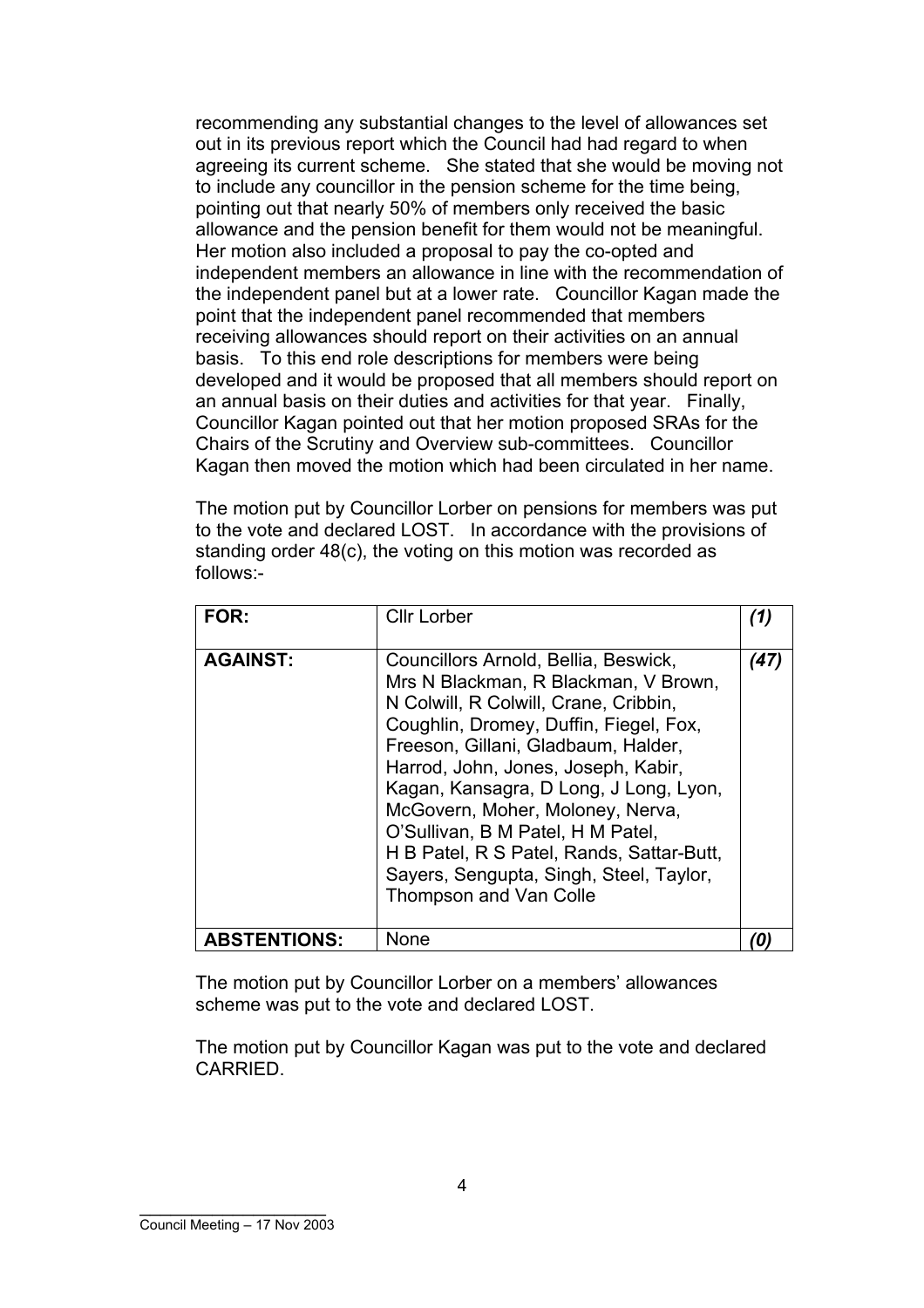recommending any substantial changes to the level of allowances set out in its previous report which the Council had had regard to when agreeing its current scheme. She stated that she would be moving not to include any councillor in the pension scheme for the time being, pointing out that nearly 50% of members only received the basic allowance and the pension benefit for them would not be meaningful. Her motion also included a proposal to pay the co-opted and independent members an allowance in line with the recommendation of the independent panel but at a lower rate. Councillor Kagan made the point that the independent panel recommended that members receiving allowances should report on their activities on an annual basis. To this end role descriptions for members were being developed and it would be proposed that all members should report on an annual basis on their duties and activities for that year. Finally, Councillor Kagan pointed out that her motion proposed SRAs for the Chairs of the Scrutiny and Overview sub-committees. Councillor Kagan then moved the motion which had been circulated in her name.

The motion put by Councillor Lorber on pensions for members was put to the vote and declared LOST. In accordance with the provisions of standing order 48(c), the voting on this motion was recorded as follows:-

| | | |
|---|---|---|
| **FOR:** | Cllr Lorber | ***(1)*** |
| **AGAINST:** | Councillors Arnold, Bellia, Beswick, Mrs N Blackman, R Blackman, V Brown, N Colwill, R Colwill, Crane, Cribbin, Coughlin, Dromey, Duffin, Fiegel, Fox, Freeson, Gillani, Gladbaum, Halder, Harrod, John, Jones, Joseph, Kabir, Kagan, Kansagra, D Long, J Long, Lyon, McGovern, Moher, Moloney, Nerva, O'Sullivan, B M Patel, H M Patel, H B Patel, R S Patel, Rands, Sattar-Butt, Sayers, Sengupta, Singh, Steel, Taylor, Thompson and Van Colle | ***(47)*** |
| **ABSTENTIONS:** | None | ***(0)*** |

The motion put by Councillor Lorber on a members' allowances scheme was put to the vote and declared LOST.

The motion put by Councillor Kagan was put to the vote and declared CARRIED.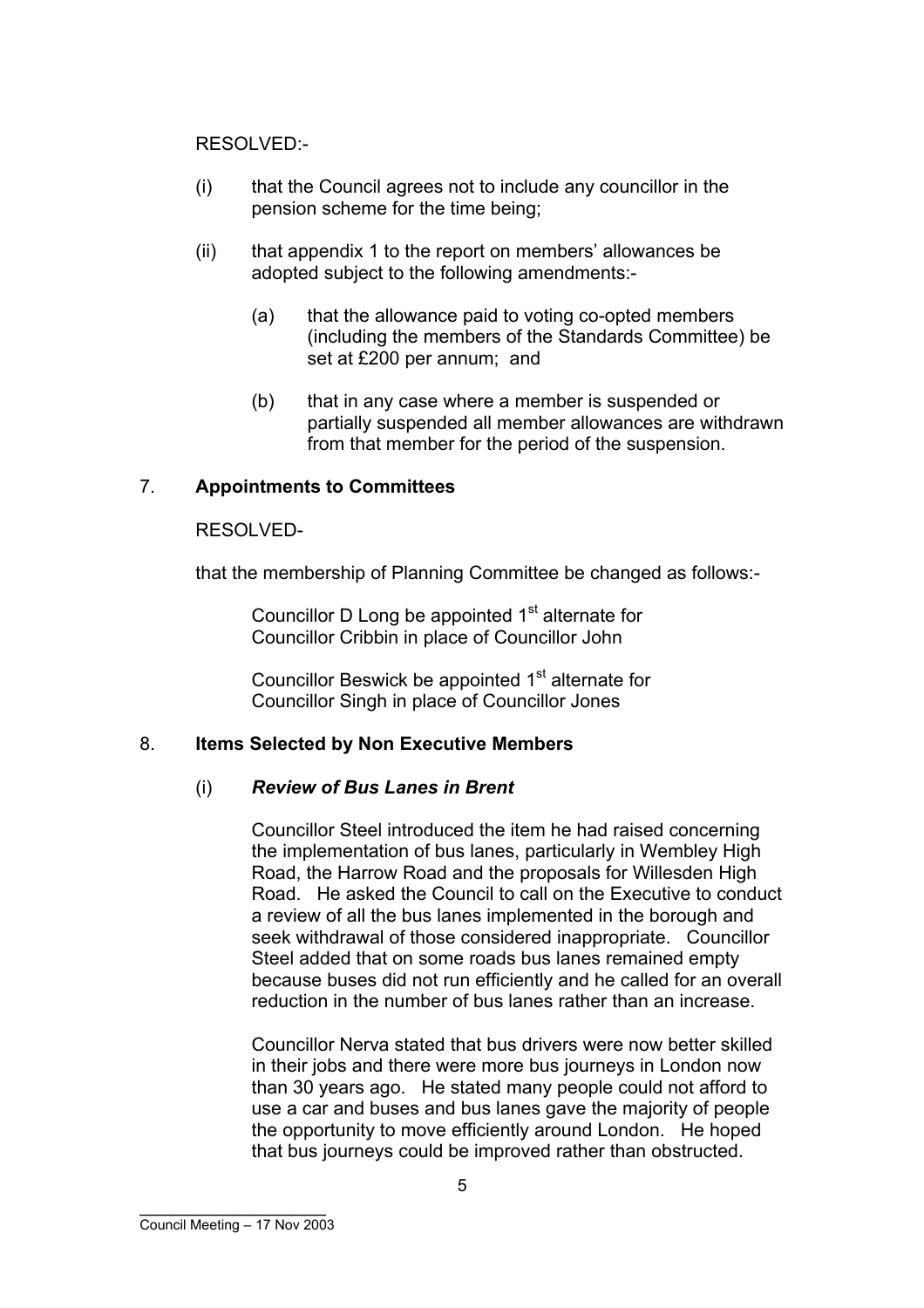RESOLVED:-

(i) that the Council agrees not to include any councillor in the pension scheme for the time being;

(ii) that appendix 1 to the report on members' allowances be adopted subject to the following amendments:-

 (a) that the allowance paid to voting co-opted members (including the members of the Standards Committee) be set at £200 per annum; and

 (b) that in any case where a member is suspended or partially suspended all member allowances are withdrawn from that member for the period of the suspension.

## 7. **Appointments to Committees**

RESOLVED-

that the membership of Planning Committee be changed as follows:-

Councillor D Long be appointed 1st alternate for Councillor Cribbin in place of Councillor John

Councillor Beswick be appointed 1st alternate for Councillor Singh in place of Councillor Jones

## 8. **Items Selected by Non Executive Members**

### (i) ***Review of Bus Lanes in Brent***

Councillor Steel introduced the item he had raised concerning the implementation of bus lanes, particularly in Wembley High Road, the Harrow Road and the proposals for Willesden High Road. He asked the Council to call on the Executive to conduct a review of all the bus lanes implemented in the borough and seek withdrawal of those considered inappropriate. Councillor Steel added that on some roads bus lanes remained empty because buses did not run efficiently and he called for an overall reduction in the number of bus lanes rather than an increase.

Councillor Nerva stated that bus drivers were now better skilled in their jobs and there were more bus journeys in London now than 30 years ago. He stated many people could not afford to use a car and buses and bus lanes gave the majority of people the opportunity to move efficiently around London. He hoped that bus journeys could be improved rather than obstructed.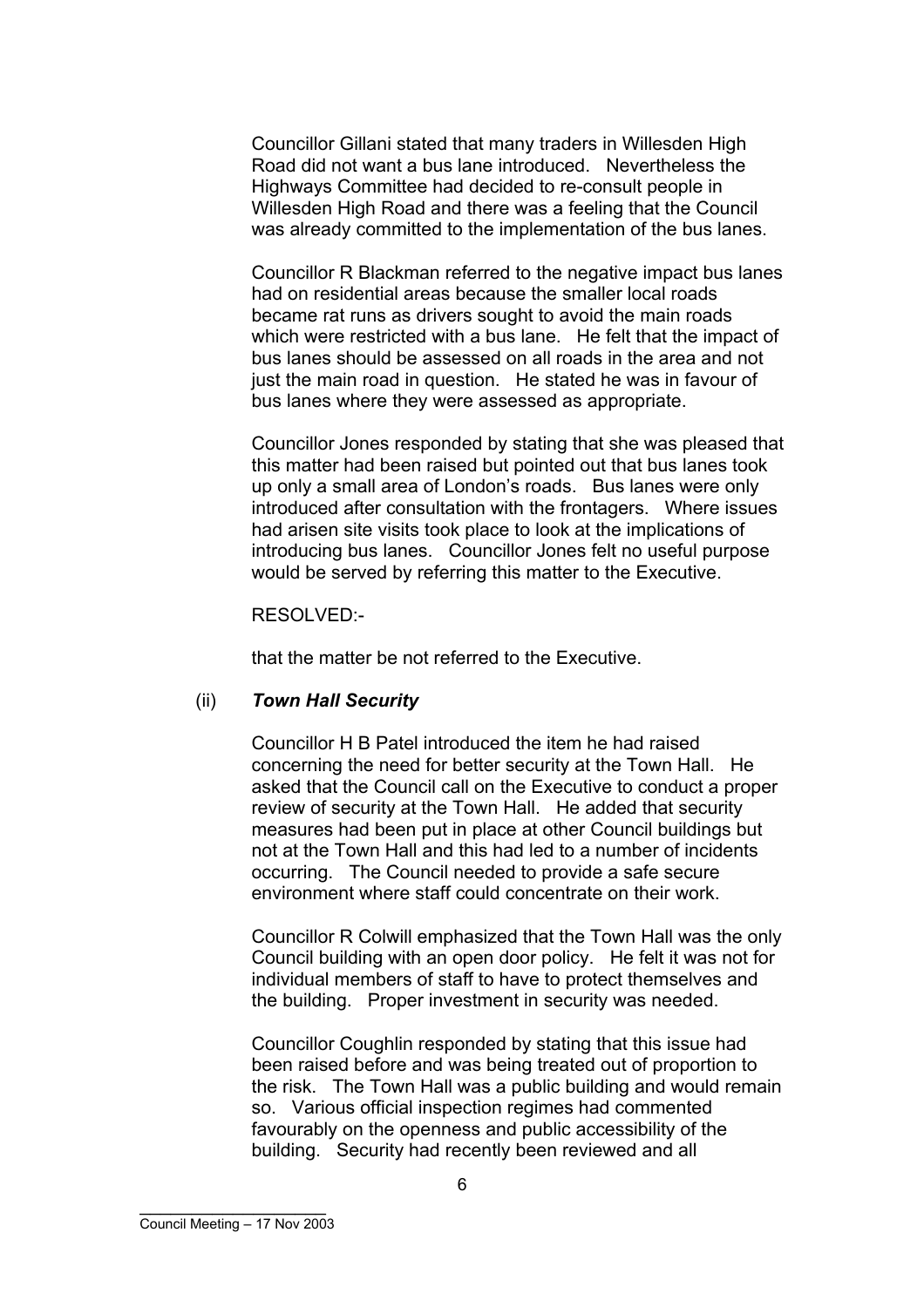Councillor Gillani stated that many traders in Willesden High Road did not want a bus lane introduced. Nevertheless the Highways Committee had decided to re-consult people in Willesden High Road and there was a feeling that the Council was already committed to the implementation of the bus lanes.

Councillor R Blackman referred to the negative impact bus lanes had on residential areas because the smaller local roads became rat runs as drivers sought to avoid the main roads which were restricted with a bus lane. He felt that the impact of bus lanes should be assessed on all roads in the area and not just the main road in question. He stated he was in favour of bus lanes where they were assessed as appropriate.

Councillor Jones responded by stating that she was pleased that this matter had been raised but pointed out that bus lanes took up only a small area of London's roads. Bus lanes were only introduced after consultation with the frontagers. Where issues had arisen site visits took place to look at the implications of introducing bus lanes. Councillor Jones felt no useful purpose would be served by referring this matter to the Executive.

RESOLVED:-

that the matter be not referred to the Executive.

(ii) ***Town Hall Security***

Councillor H B Patel introduced the item he had raised concerning the need for better security at the Town Hall. He asked that the Council call on the Executive to conduct a proper review of security at the Town Hall. He added that security measures had been put in place at other Council buildings but not at the Town Hall and this had led to a number of incidents occurring. The Council needed to provide a safe secure environment where staff could concentrate on their work.

Councillor R Colwill emphasized that the Town Hall was the only Council building with an open door policy. He felt it was not for individual members of staff to have to protect themselves and the building. Proper investment in security was needed.

Councillor Coughlin responded by stating that this issue had been raised before and was being treated out of proportion to the risk. The Town Hall was a public building and would remain so. Various official inspection regimes had commented favourably on the openness and public accessibility of the building. Security had recently been reviewed and all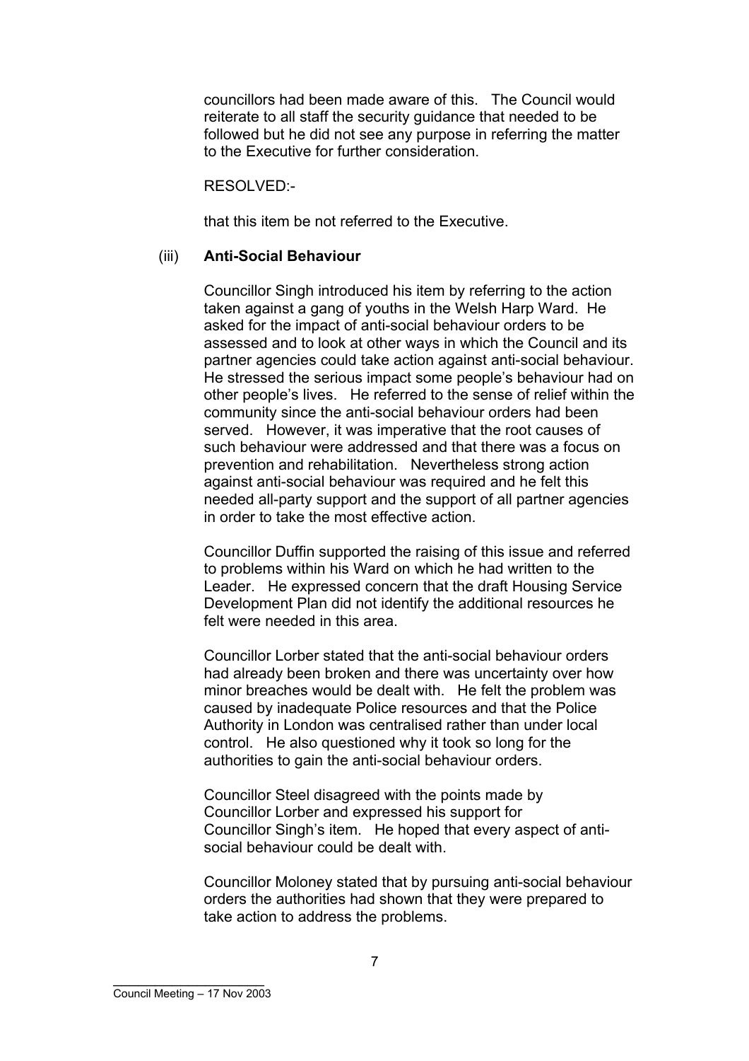councillors had been made aware of this. The Council would reiterate to all staff the security guidance that needed to be followed but he did not see any purpose in referring the matter to the Executive for further consideration.

RESOLVED:-

that this item be not referred to the Executive.

(iii) **Anti-Social Behaviour**

Councillor Singh introduced his item by referring to the action taken against a gang of youths in the Welsh Harp Ward. He asked for the impact of anti-social behaviour orders to be assessed and to look at other ways in which the Council and its partner agencies could take action against anti-social behaviour. He stressed the serious impact some people's behaviour had on other people's lives. He referred to the sense of relief within the community since the anti-social behaviour orders had been served. However, it was imperative that the root causes of such behaviour were addressed and that there was a focus on prevention and rehabilitation. Nevertheless strong action against anti-social behaviour was required and he felt this needed all-party support and the support of all partner agencies in order to take the most effective action.

Councillor Duffin supported the raising of this issue and referred to problems within his Ward on which he had written to the Leader. He expressed concern that the draft Housing Service Development Plan did not identify the additional resources he felt were needed in this area.

Councillor Lorber stated that the anti-social behaviour orders had already been broken and there was uncertainty over how minor breaches would be dealt with. He felt the problem was caused by inadequate Police resources and that the Police Authority in London was centralised rather than under local control. He also questioned why it took so long for the authorities to gain the anti-social behaviour orders.

Councillor Steel disagreed with the points made by Councillor Lorber and expressed his support for Councillor Singh's item. He hoped that every aspect of anti-social behaviour could be dealt with.

Councillor Moloney stated that by pursuing anti-social behaviour orders the authorities had shown that they were prepared to take action to address the problems.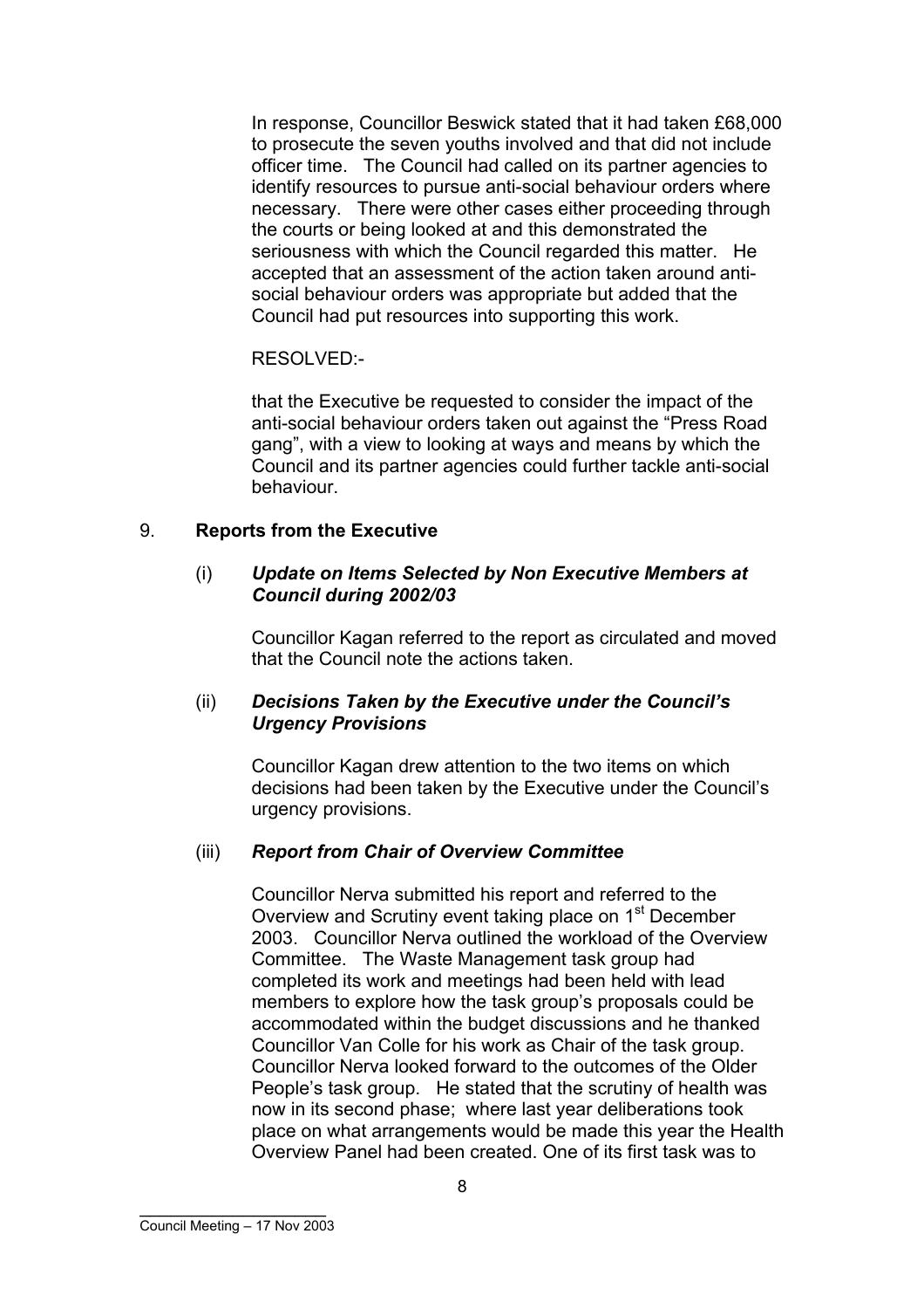In response, Councillor Beswick stated that it had taken £68,000 to prosecute the seven youths involved and that did not include officer time. The Council had called on its partner agencies to identify resources to pursue anti-social behaviour orders where necessary. There were other cases either proceeding through the courts or being looked at and this demonstrated the seriousness with which the Council regarded this matter. He accepted that an assessment of the action taken around anti-social behaviour orders was appropriate but added that the Council had put resources into supporting this work.

RESOLVED:-

that the Executive be requested to consider the impact of the anti-social behaviour orders taken out against the "Press Road gang", with a view to looking at ways and means by which the Council and its partner agencies could further tackle anti-social behaviour.

## 9. Reports from the Executive

### (i) *Update on Items Selected by Non Executive Members at Council during 2002/03*

Councillor Kagan referred to the report as circulated and moved that the Council note the actions taken.

### (ii) *Decisions Taken by the Executive under the Council's Urgency Provisions*

Councillor Kagan drew attention to the two items on which decisions had been taken by the Executive under the Council's urgency provisions.

### (iii) *Report from Chair of Overview Committee*

Councillor Nerva submitted his report and referred to the Overview and Scrutiny event taking place on 1st December 2003. Councillor Nerva outlined the workload of the Overview Committee. The Waste Management task group had completed its work and meetings had been held with lead members to explore how the task group's proposals could be accommodated within the budget discussions and he thanked Councillor Van Colle for his work as Chair of the task group. Councillor Nerva looked forward to the outcomes of the Older People's task group. He stated that the scrutiny of health was now in its second phase; where last year deliberations took place on what arrangements would be made this year the Health Overview Panel had been created. One of its first task was to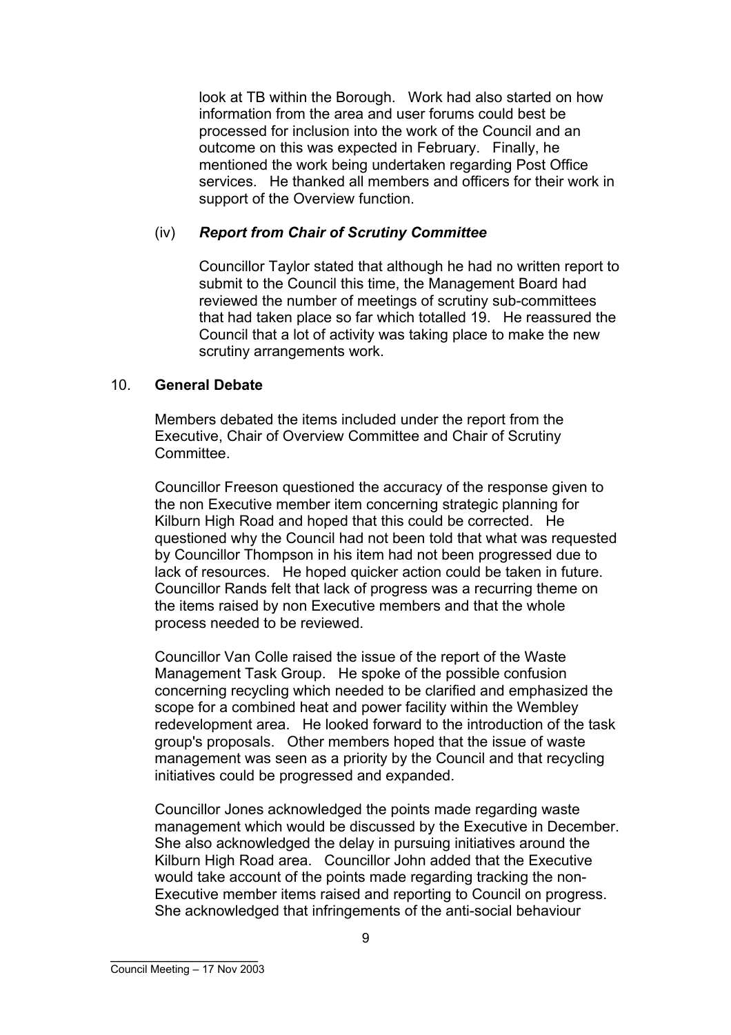look at TB within the Borough. Work had also started on how information from the area and user forums could best be processed for inclusion into the work of the Council and an outcome on this was expected in February. Finally, he mentioned the work being undertaken regarding Post Office services. He thanked all members and officers for their work in support of the Overview function.

(iv) ***Report from Chair of Scrutiny Committee***

Councillor Taylor stated that although he had no written report to submit to the Council this time, the Management Board had reviewed the number of meetings of scrutiny sub-committees that had taken place so far which totalled 19. He reassured the Council that a lot of activity was taking place to make the new scrutiny arrangements work.

10. **General Debate**

Members debated the items included under the report from the Executive, Chair of Overview Committee and Chair of Scrutiny Committee.

Councillor Freeson questioned the accuracy of the response given to the non Executive member item concerning strategic planning for Kilburn High Road and hoped that this could be corrected. He questioned why the Council had not been told that what was requested by Councillor Thompson in his item had not been progressed due to lack of resources. He hoped quicker action could be taken in future. Councillor Rands felt that lack of progress was a recurring theme on the items raised by non Executive members and that the whole process needed to be reviewed.

Councillor Van Colle raised the issue of the report of the Waste Management Task Group. He spoke of the possible confusion concerning recycling which needed to be clarified and emphasized the scope for a combined heat and power facility within the Wembley redevelopment area. He looked forward to the introduction of the task group's proposals. Other members hoped that the issue of waste management was seen as a priority by the Council and that recycling initiatives could be progressed and expanded.

Councillor Jones acknowledged the points made regarding waste management which would be discussed by the Executive in December. She also acknowledged the delay in pursuing initiatives around the Kilburn High Road area. Councillor John added that the Executive would take account of the points made regarding tracking the non-Executive member items raised and reporting to Council on progress. She acknowledged that infringements of the anti-social behaviour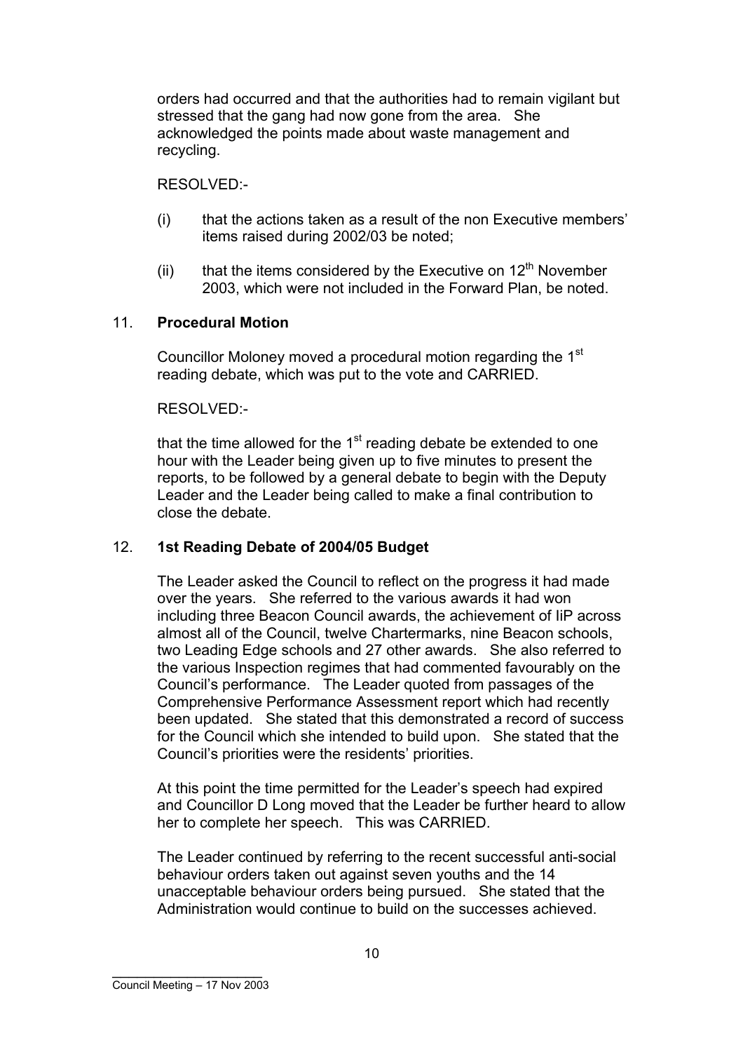orders had occurred and that the authorities had to remain vigilant but stressed that the gang had now gone from the area. She acknowledged the points made about waste management and recycling.

RESOLVED:-

(i) that the actions taken as a result of the non Executive members' items raised during 2002/03 be noted;

(ii) that the items considered by the Executive on 12th November 2003, which were not included in the Forward Plan, be noted.

## 11. **Procedural Motion**

Councillor Moloney moved a procedural motion regarding the 1st reading debate, which was put to the vote and CARRIED.

RESOLVED:-

that the time allowed for the 1st reading debate be extended to one hour with the Leader being given up to five minutes to present the reports, to be followed by a general debate to begin with the Deputy Leader and the Leader being called to make a final contribution to close the debate.

## 12. **1st Reading Debate of 2004/05 Budget**

The Leader asked the Council to reflect on the progress it had made over the years. She referred to the various awards it had won including three Beacon Council awards, the achievement of IiP across almost all of the Council, twelve Chartermarks, nine Beacon schools, two Leading Edge schools and 27 other awards. She also referred to the various Inspection regimes that had commented favourably on the Council's performance. The Leader quoted from passages of the Comprehensive Performance Assessment report which had recently been updated. She stated that this demonstrated a record of success for the Council which she intended to build upon. She stated that the Council's priorities were the residents' priorities.

At this point the time permitted for the Leader's speech had expired and Councillor D Long moved that the Leader be further heard to allow her to complete her speech. This was CARRIED.

The Leader continued by referring to the recent successful anti-social behaviour orders taken out against seven youths and the 14 unacceptable behaviour orders being pursued. She stated that the Administration would continue to build on the successes achieved.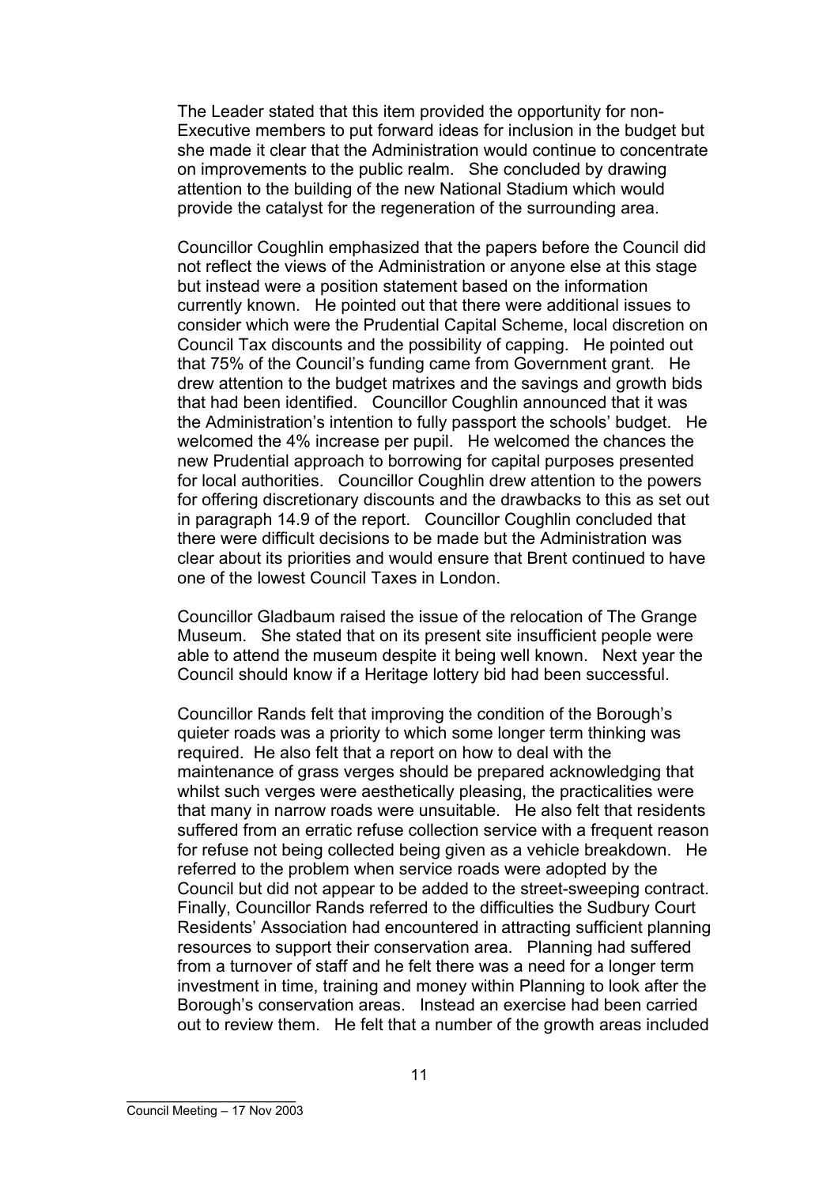The Leader stated that this item provided the opportunity for non-Executive members to put forward ideas for inclusion in the budget but she made it clear that the Administration would continue to concentrate on improvements to the public realm. She concluded by drawing attention to the building of the new National Stadium which would provide the catalyst for the regeneration of the surrounding area.

Councillor Coughlin emphasized that the papers before the Council did not reflect the views of the Administration or anyone else at this stage but instead were a position statement based on the information currently known. He pointed out that there were additional issues to consider which were the Prudential Capital Scheme, local discretion on Council Tax discounts and the possibility of capping. He pointed out that 75% of the Council's funding came from Government grant. He drew attention to the budget matrixes and the savings and growth bids that had been identified. Councillor Coughlin announced that it was the Administration's intention to fully passport the schools' budget. He welcomed the 4% increase per pupil. He welcomed the chances the new Prudential approach to borrowing for capital purposes presented for local authorities. Councillor Coughlin drew attention to the powers for offering discretionary discounts and the drawbacks to this as set out in paragraph 14.9 of the report. Councillor Coughlin concluded that there were difficult decisions to be made but the Administration was clear about its priorities and would ensure that Brent continued to have one of the lowest Council Taxes in London.

Councillor Gladbaum raised the issue of the relocation of The Grange Museum. She stated that on its present site insufficient people were able to attend the museum despite it being well known. Next year the Council should know if a Heritage lottery bid had been successful.

Councillor Rands felt that improving the condition of the Borough's quieter roads was a priority to which some longer term thinking was required. He also felt that a report on how to deal with the maintenance of grass verges should be prepared acknowledging that whilst such verges were aesthetically pleasing, the practicalities were that many in narrow roads were unsuitable. He also felt that residents suffered from an erratic refuse collection service with a frequent reason for refuse not being collected being given as a vehicle breakdown. He referred to the problem when service roads were adopted by the Council but did not appear to be added to the street-sweeping contract. Finally, Councillor Rands referred to the difficulties the Sudbury Court Residents' Association had encountered in attracting sufficient planning resources to support their conservation area. Planning had suffered from a turnover of staff and he felt there was a need for a longer term investment in time, training and money within Planning to look after the Borough's conservation areas. Instead an exercise had been carried out to review them. He felt that a number of the growth areas included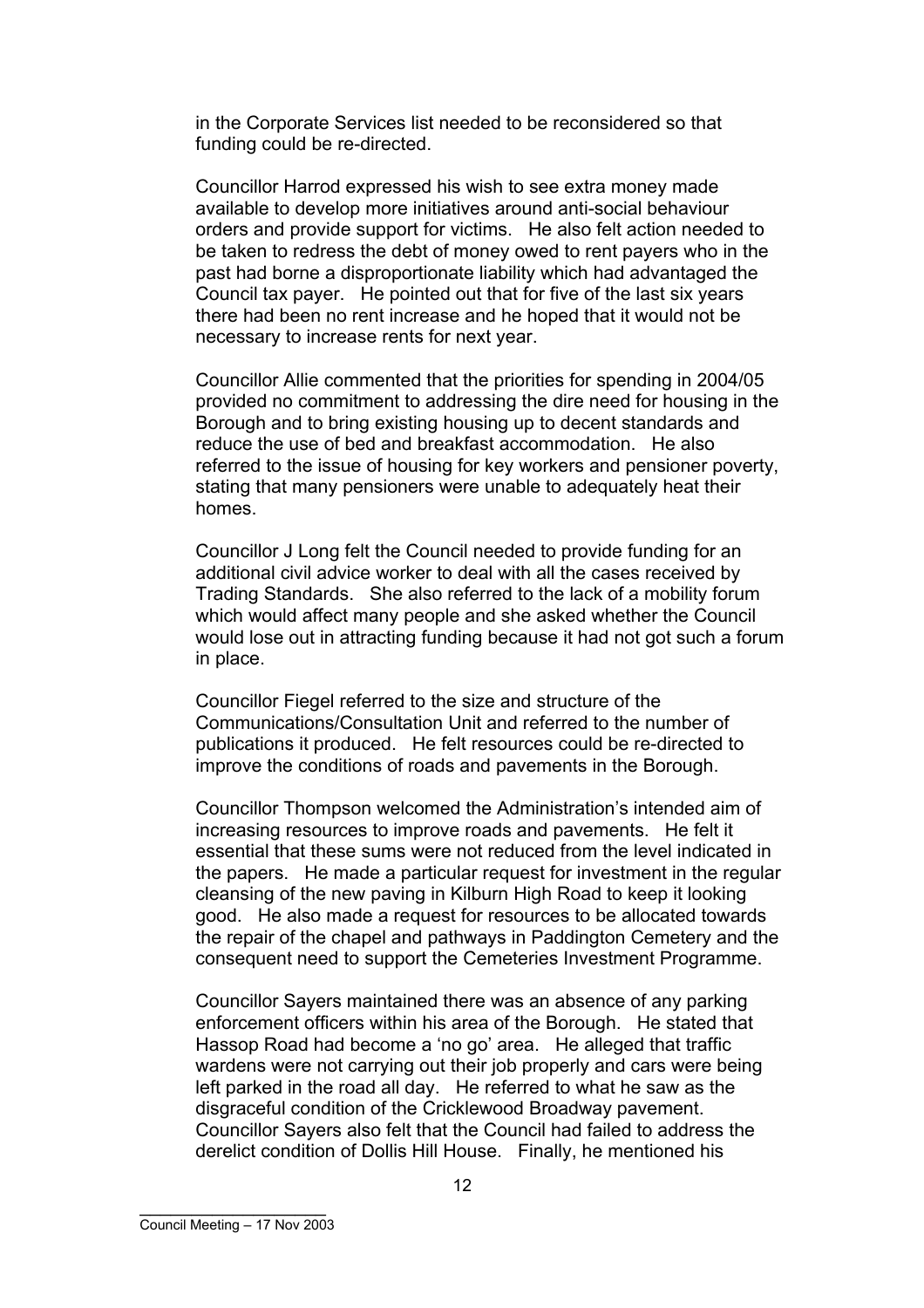in the Corporate Services list needed to be reconsidered so that funding could be re-directed.

Councillor Harrod expressed his wish to see extra money made available to develop more initiatives around anti-social behaviour orders and provide support for victims. He also felt action needed to be taken to redress the debt of money owed to rent payers who in the past had borne a disproportionate liability which had advantaged the Council tax payer. He pointed out that for five of the last six years there had been no rent increase and he hoped that it would not be necessary to increase rents for next year.

Councillor Allie commented that the priorities for spending in 2004/05 provided no commitment to addressing the dire need for housing in the Borough and to bring existing housing up to decent standards and reduce the use of bed and breakfast accommodation. He also referred to the issue of housing for key workers and pensioner poverty, stating that many pensioners were unable to adequately heat their homes.

Councillor J Long felt the Council needed to provide funding for an additional civil advice worker to deal with all the cases received by Trading Standards. She also referred to the lack of a mobility forum which would affect many people and she asked whether the Council would lose out in attracting funding because it had not got such a forum in place.

Councillor Fiegel referred to the size and structure of the Communications/Consultation Unit and referred to the number of publications it produced. He felt resources could be re-directed to improve the conditions of roads and pavements in the Borough.

Councillor Thompson welcomed the Administration's intended aim of increasing resources to improve roads and pavements. He felt it essential that these sums were not reduced from the level indicated in the papers. He made a particular request for investment in the regular cleansing of the new paving in Kilburn High Road to keep it looking good. He also made a request for resources to be allocated towards the repair of the chapel and pathways in Paddington Cemetery and the consequent need to support the Cemeteries Investment Programme.

Councillor Sayers maintained there was an absence of any parking enforcement officers within his area of the Borough. He stated that Hassop Road had become a 'no go' area. He alleged that traffic wardens were not carrying out their job properly and cars were being left parked in the road all day. He referred to what he saw as the disgraceful condition of the Cricklewood Broadway pavement. Councillor Sayers also felt that the Council had failed to address the derelict condition of Dollis Hill House. Finally, he mentioned his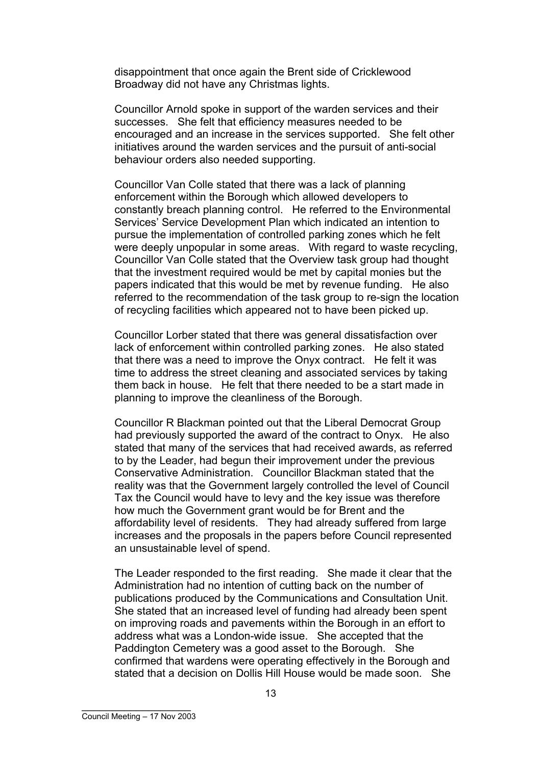disappointment that once again the Brent side of Cricklewood Broadway did not have any Christmas lights.

Councillor Arnold spoke in support of the warden services and their successes. She felt that efficiency measures needed to be encouraged and an increase in the services supported. She felt other initiatives around the warden services and the pursuit of anti-social behaviour orders also needed supporting.

Councillor Van Colle stated that there was a lack of planning enforcement within the Borough which allowed developers to constantly breach planning control. He referred to the Environmental Services' Service Development Plan which indicated an intention to pursue the implementation of controlled parking zones which he felt were deeply unpopular in some areas. With regard to waste recycling, Councillor Van Colle stated that the Overview task group had thought that the investment required would be met by capital monies but the papers indicated that this would be met by revenue funding. He also referred to the recommendation of the task group to re-sign the location of recycling facilities which appeared not to have been picked up.

Councillor Lorber stated that there was general dissatisfaction over lack of enforcement within controlled parking zones. He also stated that there was a need to improve the Onyx contract. He felt it was time to address the street cleaning and associated services by taking them back in house. He felt that there needed to be a start made in planning to improve the cleanliness of the Borough.

Councillor R Blackman pointed out that the Liberal Democrat Group had previously supported the award of the contract to Onyx. He also stated that many of the services that had received awards, as referred to by the Leader, had begun their improvement under the previous Conservative Administration. Councillor Blackman stated that the reality was that the Government largely controlled the level of Council Tax the Council would have to levy and the key issue was therefore how much the Government grant would be for Brent and the affordability level of residents. They had already suffered from large increases and the proposals in the papers before Council represented an unsustainable level of spend.

The Leader responded to the first reading. She made it clear that the Administration had no intention of cutting back on the number of publications produced by the Communications and Consultation Unit. She stated that an increased level of funding had already been spent on improving roads and pavements within the Borough in an effort to address what was a London-wide issue. She accepted that the Paddington Cemetery was a good asset to the Borough. She confirmed that wardens were operating effectively in the Borough and stated that a decision on Dollis Hill House would be made soon. She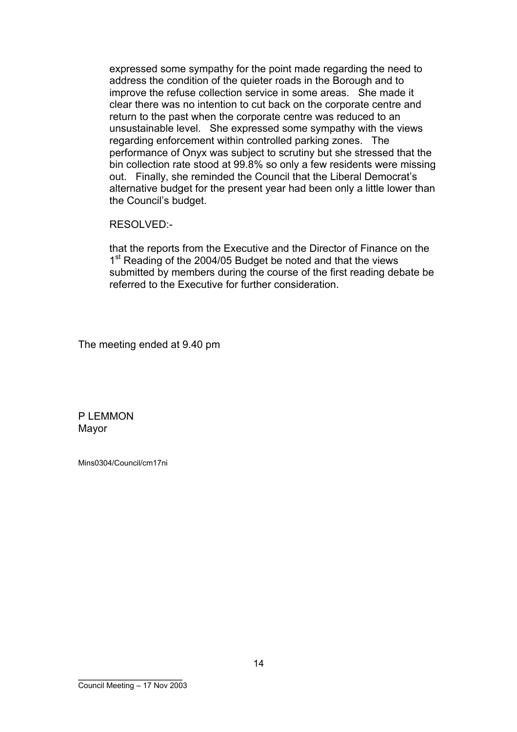expressed some sympathy for the point made regarding the need to address the condition of the quieter roads in the Borough and to improve the refuse collection service in some areas. She made it clear there was no intention to cut back on the corporate centre and return to the past when the corporate centre was reduced to an unsustainable level. She expressed some sympathy with the views regarding enforcement within controlled parking zones. The performance of Onyx was subject to scrutiny but she stressed that the bin collection rate stood at 99.8% so only a few residents were missing out. Finally, she reminded the Council that the Liberal Democrat's alternative budget for the present year had been only a little lower than the Council's budget.

RESOLVED:-

that the reports from the Executive and the Director of Finance on the 1st Reading of the 2004/05 Budget be noted and that the views submitted by members during the course of the first reading debate be referred to the Executive for further consideration.

The meeting ended at 9.40 pm

P LEMMON
Mayor

Mins0304/Council/cm17ni